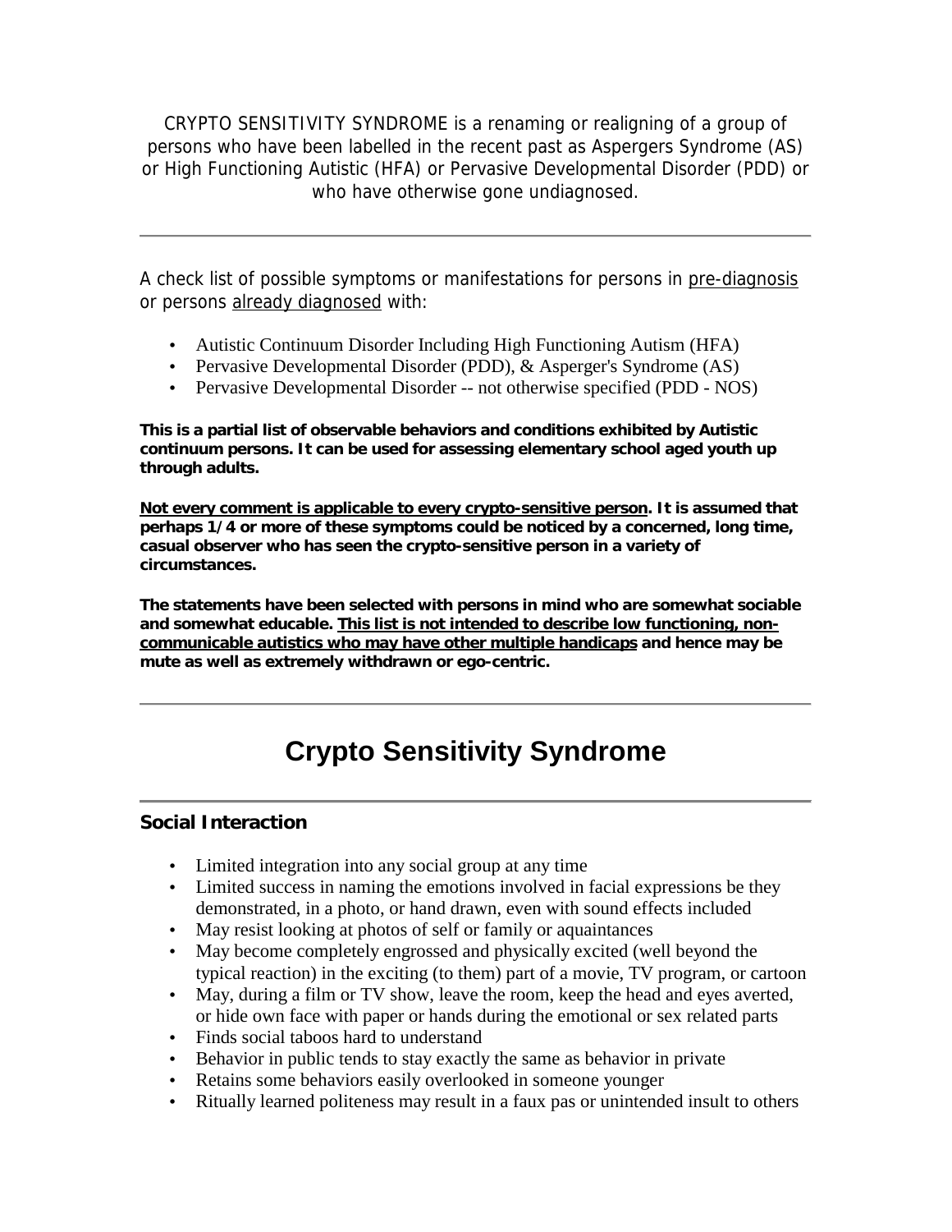CRYPTO SENSITIVITY SYNDROME is a renaming or realigning of a group of persons who have been labelled in the recent past as Aspergers Syndrome (AS) or High Functioning Autistic (HFA) or Pervasive Developmental Disorder (PDD) or who have otherwise gone undiagnosed.

---

A check list of possible symptoms or manifestations for persons in <u>pre-diagnosis</u> or persons <u>already diagnosed</u> with:

- Autistic Continuum Disorder Including High Functioning Autism (HFA)
- Pervasive Developmental Disorder (PDD), & Asperger's Syndrome (AS)
- Pervasive Developmental Disorder -- not otherwise specified (PDD - NOS)

**This is a partial list of observable behaviors and conditions exhibited by Autistic continuum persons. It can be used for assessing elementary school aged youth up through adults.**

**<u>Not every comment is applicable to every crypto-sensitive person</u>. It is assumed that perhaps 1/4 or more of these symptoms could be noticed by a concerned, long time, casual observer who has seen the crypto-sensitive person in a variety of circumstances.**

**The statements have been selected with persons in mind who are somewhat sociable and somewhat educable. <u>This list is not intended to describe low functioning, non-communicable autistics who may have other multiple handicaps</u> and hence may be mute as well as extremely withdrawn or ego-centric.**

---

# Crypto Sensitivity Syndrome

---

## Social Interaction

- Limited integration into any social group at any time
- Limited success in naming the emotions involved in facial expressions be they demonstrated, in a photo, or hand drawn, even with sound effects included
- May resist looking at photos of self or family or aquaintances
- May become completely engrossed and physically excited (well beyond the typical reaction) in the exciting (to them) part of a movie, TV program, or cartoon
- May, during a film or TV show, leave the room, keep the head and eyes averted, or hide own face with paper or hands during the emotional or sex related parts
- Finds social taboos hard to understand
- Behavior in public tends to stay exactly the same as behavior in private
- Retains some behaviors easily overlooked in someone younger
- Ritually learned politeness may result in a faux pas or unintended insult to others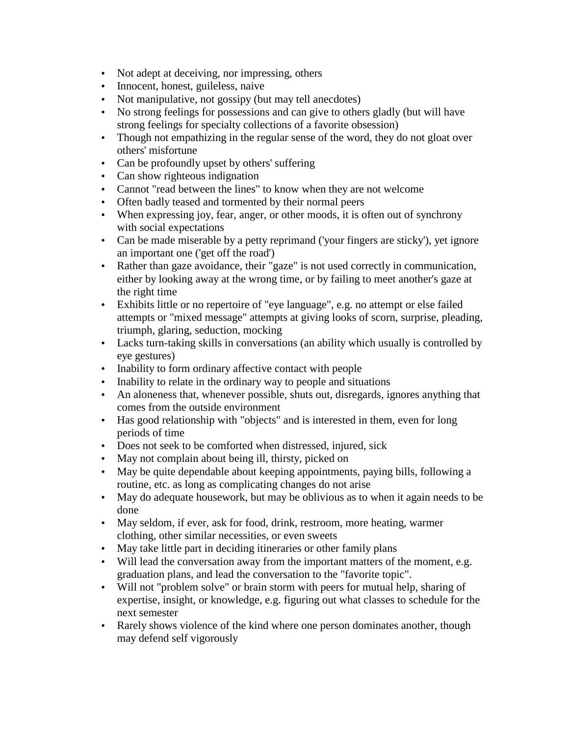- Not adept at deceiving, nor impressing, others
- Innocent, honest, guileless, naive
- Not manipulative, not gossipy (but may tell anecdotes)
- No strong feelings for possessions and can give to others gladly (but will have strong feelings for specialty collections of a favorite obsession)
- Though not empathizing in the regular sense of the word, they do not gloat over others' misfortune
- Can be profoundly upset by others' suffering
- Can show righteous indignation
- Cannot "read between the lines" to know when they are not welcome
- Often badly teased and tormented by their normal peers
- When expressing joy, fear, anger, or other moods, it is often out of synchrony with social expectations
- Can be made miserable by a petty reprimand ('your fingers are sticky'), yet ignore an important one ('get off the road')
- Rather than gaze avoidance, their "gaze" is not used correctly in communication, either by looking away at the wrong time, or by failing to meet another's gaze at the right time
- Exhibits little or no repertoire of "eye language", e.g. no attempt or else failed attempts or "mixed message" attempts at giving looks of scorn, surprise, pleading, triumph, glaring, seduction, mocking
- Lacks turn-taking skills in conversations (an ability which usually is controlled by eye gestures)
- Inability to form ordinary affective contact with people
- Inability to relate in the ordinary way to people and situations
- An aloneness that, whenever possible, shuts out, disregards, ignores anything that comes from the outside environment
- Has good relationship with "objects" and is interested in them, even for long periods of time
- Does not seek to be comforted when distressed, injured, sick
- May not complain about being ill, thirsty, picked on
- May be quite dependable about keeping appointments, paying bills, following a routine, etc. as long as complicating changes do not arise
- May do adequate housework, but may be oblivious as to when it again needs to be done
- May seldom, if ever, ask for food, drink, restroom, more heating, warmer clothing, other similar necessities, or even sweets
- May take little part in deciding itineraries or other family plans
- Will lead the conversation away from the important matters of the moment, e.g. graduation plans, and lead the conversation to the "favorite topic".
- Will not "problem solve" or brain storm with peers for mutual help, sharing of expertise, insight, or knowledge, e.g. figuring out what classes to schedule for the next semester
- Rarely shows violence of the kind where one person dominates another, though may defend self vigorously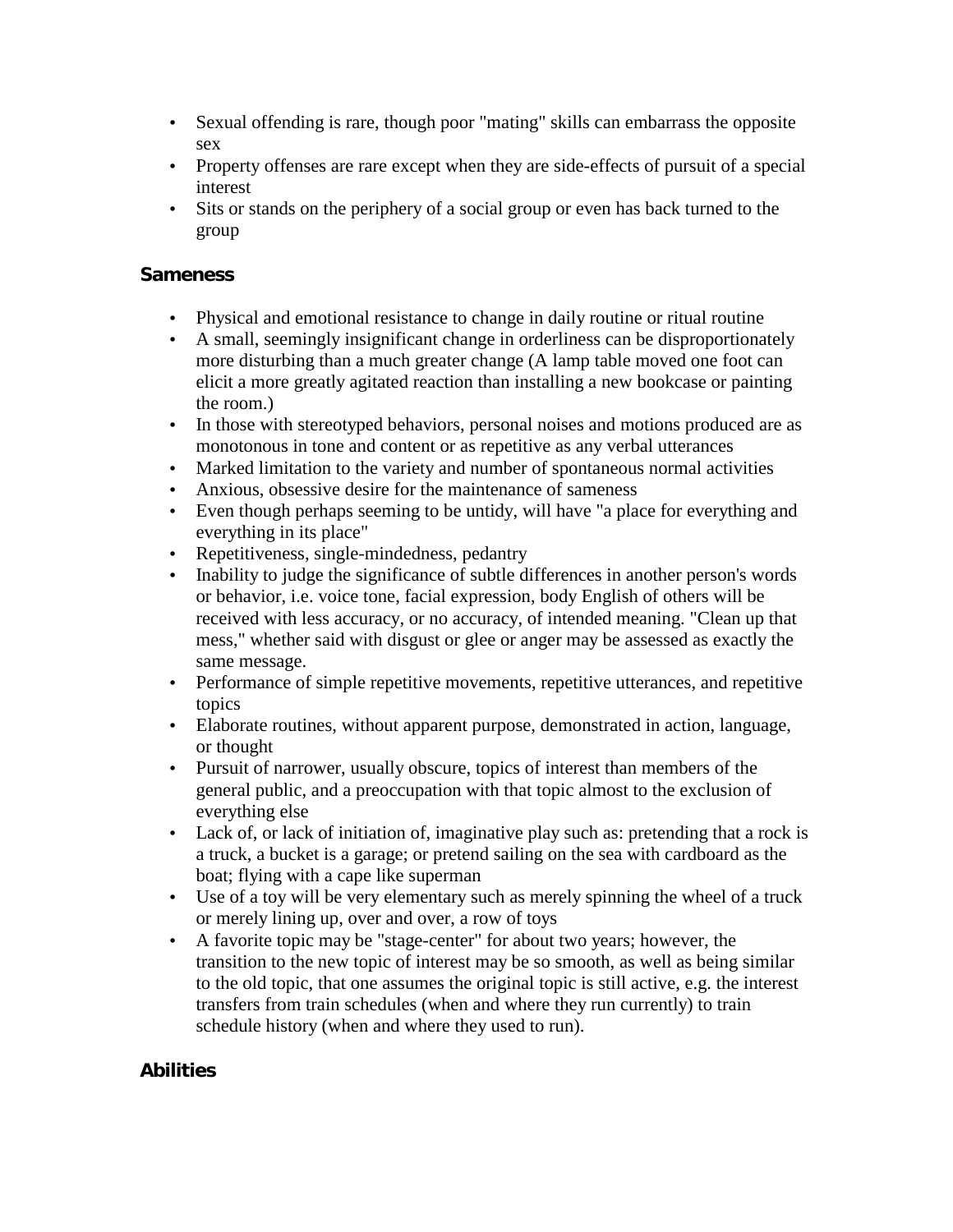- Sexual offending is rare, though poor "mating" skills can embarrass the opposite sex
- Property offenses are rare except when they are side-effects of pursuit of a special interest
- Sits or stands on the periphery of a social group or even has back turned to the group

### Sameness

- Physical and emotional resistance to change in daily routine or ritual routine
- A small, seemingly insignificant change in orderliness can be disproportionately more disturbing than a much greater change (A lamp table moved one foot can elicit a more greatly agitated reaction than installing a new bookcase or painting the room.)
- In those with stereotyped behaviors, personal noises and motions produced are as monotonous in tone and content or as repetitive as any verbal utterances
- Marked limitation to the variety and number of spontaneous normal activities
- Anxious, obsessive desire for the maintenance of sameness
- Even though perhaps seeming to be untidy, will have "a place for everything and everything in its place"
- Repetitiveness, single-mindedness, pedantry
- Inability to judge the significance of subtle differences in another person's words or behavior, i.e. voice tone, facial expression, body English of others will be received with less accuracy, or no accuracy, of intended meaning. "Clean up that mess," whether said with disgust or glee or anger may be assessed as exactly the same message.
- Performance of simple repetitive movements, repetitive utterances, and repetitive topics
- Elaborate routines, without apparent purpose, demonstrated in action, language, or thought
- Pursuit of narrower, usually obscure, topics of interest than members of the general public, and a preoccupation with that topic almost to the exclusion of everything else
- Lack of, or lack of initiation of, imaginative play such as: pretending that a rock is a truck, a bucket is a garage; or pretend sailing on the sea with cardboard as the boat; flying with a cape like superman
- Use of a toy will be very elementary such as merely spinning the wheel of a truck or merely lining up, over and over, a row of toys
- A favorite topic may be "stage-center" for about two years; however, the transition to the new topic of interest may be so smooth, as well as being similar to the old topic, that one assumes the original topic is still active, e.g. the interest transfers from train schedules (when and where they run currently) to train schedule history (when and where they used to run).

### Abilities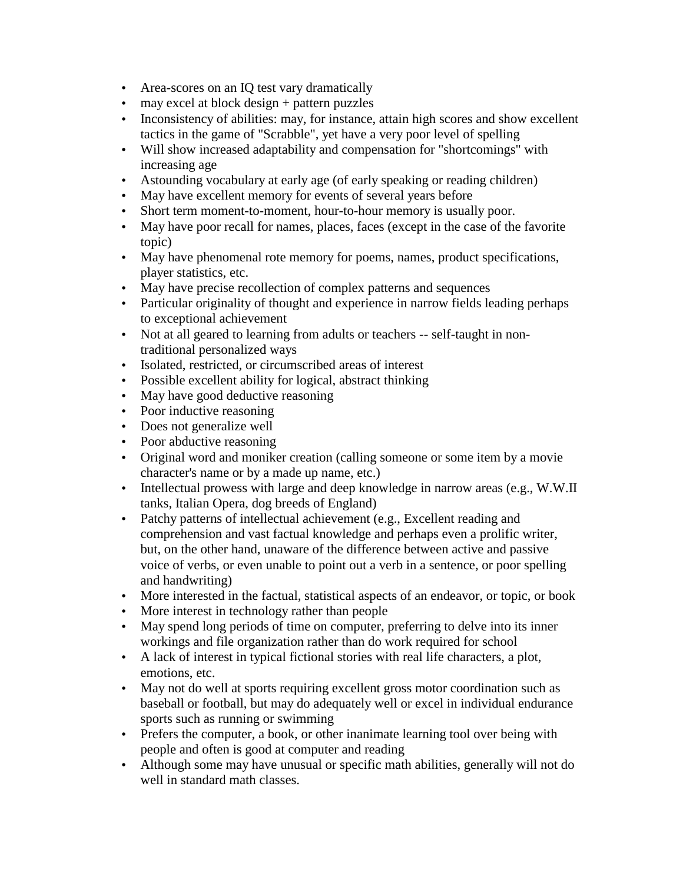- Area-scores on an IQ test vary dramatically
- may excel at block design + pattern puzzles
- Inconsistency of abilities: may, for instance, attain high scores and show excellent tactics in the game of "Scrabble", yet have a very poor level of spelling
- Will show increased adaptability and compensation for "shortcomings" with increasing age
- Astounding vocabulary at early age (of early speaking or reading children)
- May have excellent memory for events of several years before
- Short term moment-to-moment, hour-to-hour memory is usually poor.
- May have poor recall for names, places, faces (except in the case of the favorite topic)
- May have phenomenal rote memory for poems, names, product specifications, player statistics, etc.
- May have precise recollection of complex patterns and sequences
- Particular originality of thought and experience in narrow fields leading perhaps to exceptional achievement
- Not at all geared to learning from adults or teachers -- self-taught in non-traditional personalized ways
- Isolated, restricted, or circumscribed areas of interest
- Possible excellent ability for logical, abstract thinking
- May have good deductive reasoning
- Poor inductive reasoning
- Does not generalize well
- Poor abductive reasoning
- Original word and moniker creation (calling someone or some item by a movie character's name or by a made up name, etc.)
- Intellectual prowess with large and deep knowledge in narrow areas (e.g., W.W.II tanks, Italian Opera, dog breeds of England)
- Patchy patterns of intellectual achievement (e.g., Excellent reading and comprehension and vast factual knowledge and perhaps even a prolific writer, but, on the other hand, unaware of the difference between active and passive voice of verbs, or even unable to point out a verb in a sentence, or poor spelling and handwriting)
- More interested in the factual, statistical aspects of an endeavor, or topic, or book
- More interest in technology rather than people
- May spend long periods of time on computer, preferring to delve into its inner workings and file organization rather than do work required for school
- A lack of interest in typical fictional stories with real life characters, a plot, emotions, etc.
- May not do well at sports requiring excellent gross motor coordination such as baseball or football, but may do adequately well or excel in individual endurance sports such as running or swimming
- Prefers the computer, a book, or other inanimate learning tool over being with people and often is good at computer and reading
- Although some may have unusual or specific math abilities, generally will not do well in standard math classes.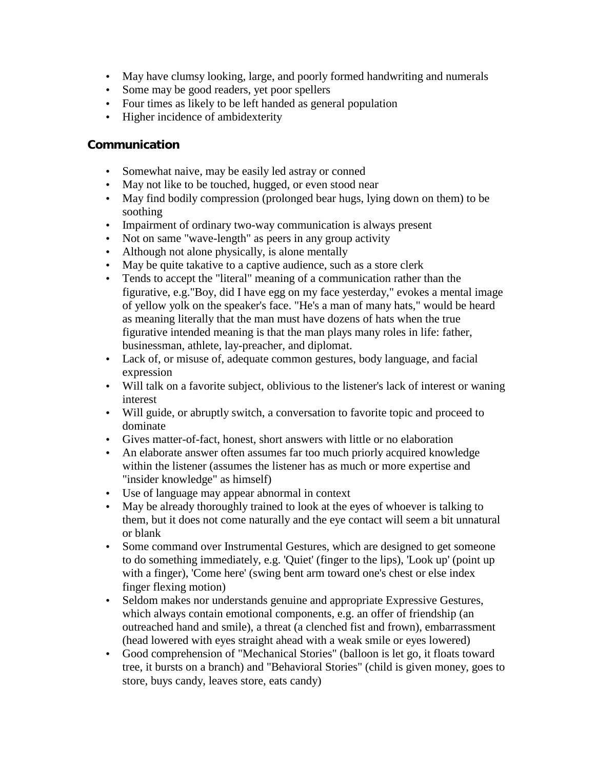- May have clumsy looking, large, and poorly formed handwriting and numerals
- Some may be good readers, yet poor spellers
- Four times as likely to be left handed as general population
- Higher incidence of ambidexterity

## Communication

- Somewhat naive, may be easily led astray or conned
- May not like to be touched, hugged, or even stood near
- May find bodily compression (prolonged bear hugs, lying down on them) to be soothing
- Impairment of ordinary two-way communication is always present
- Not on same "wave-length" as peers in any group activity
- Although not alone physically, is alone mentally
- May be quite takative to a captive audience, such as a store clerk
- Tends to accept the "literal" meaning of a communication rather than the figurative, e.g."Boy, did I have egg on my face yesterday," evokes a mental image of yellow yolk on the speaker's face. "He's a man of many hats," would be heard as meaning literally that the man must have dozens of hats when the true figurative intended meaning is that the man plays many roles in life: father, businessman, athlete, lay-preacher, and diplomat.
- Lack of, or misuse of, adequate common gestures, body language, and facial expression
- Will talk on a favorite subject, oblivious to the listener's lack of interest or waning interest
- Will guide, or abruptly switch, a conversation to favorite topic and proceed to dominate
- Gives matter-of-fact, honest, short answers with little or no elaboration
- An elaborate answer often assumes far too much priorly acquired knowledge within the listener (assumes the listener has as much or more expertise and "insider knowledge" as himself)
- Use of language may appear abnormal in context
- May be already thoroughly trained to look at the eyes of whoever is talking to them, but it does not come naturally and the eye contact will seem a bit unnatural or blank
- Some command over Instrumental Gestures, which are designed to get someone to do something immediately, e.g. 'Quiet' (finger to the lips), 'Look up' (point up with a finger), 'Come here' (swing bent arm toward one's chest or else index finger flexing motion)
- Seldom makes nor understands genuine and appropriate Expressive Gestures, which always contain emotional components, e.g. an offer of friendship (an outreached hand and smile), a threat (a clenched fist and frown), embarrassment (head lowered with eyes straight ahead with a weak smile or eyes lowered)
- Good comprehension of "Mechanical Stories" (balloon is let go, it floats toward tree, it bursts on a branch) and "Behavioral Stories" (child is given money, goes to store, buys candy, leaves store, eats candy)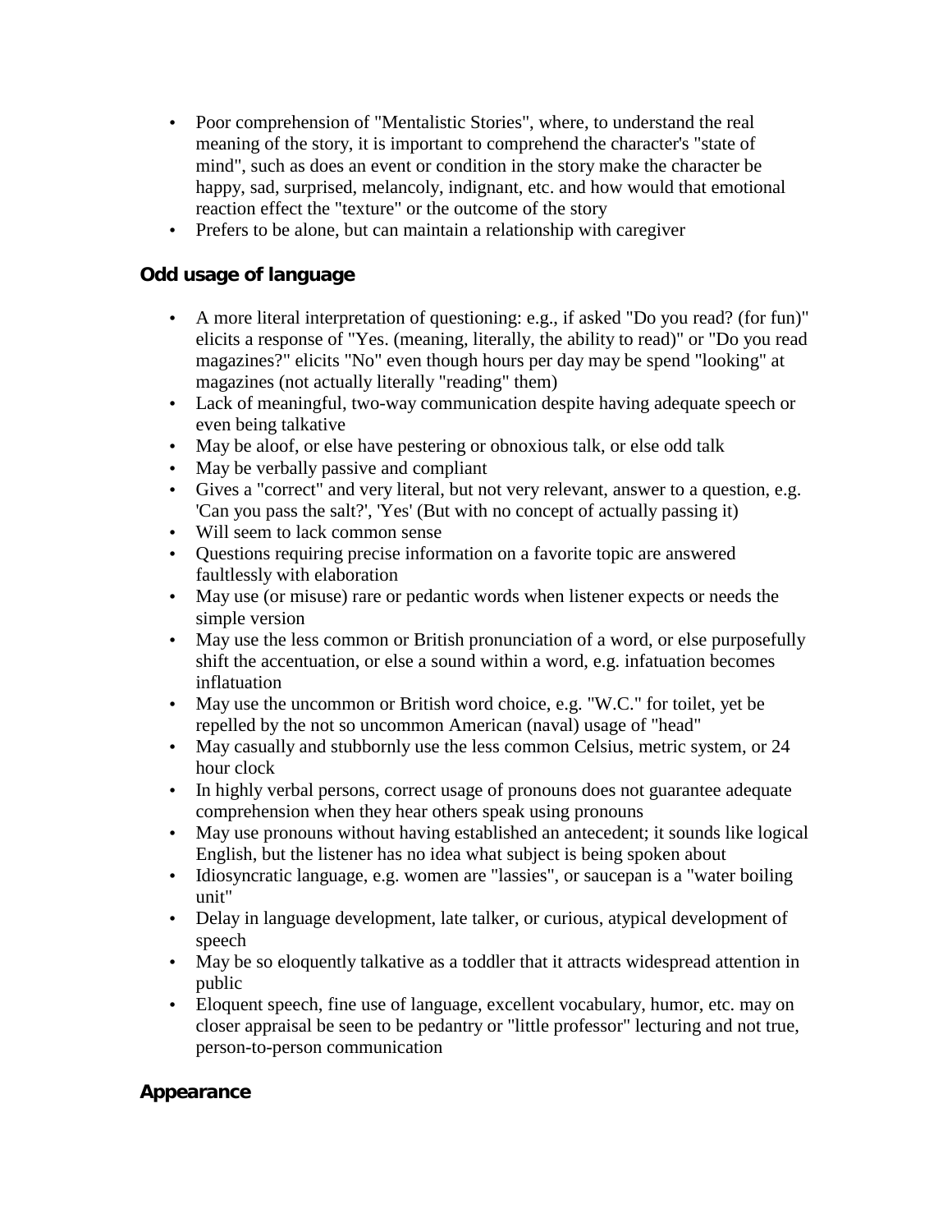- Poor comprehension of "Mentalistic Stories", where, to understand the real meaning of the story, it is important to comprehend the character's "state of mind", such as does an event or condition in the story make the character be happy, sad, surprised, melancoly, indignant, etc. and how would that emotional reaction effect the "texture" or the outcome of the story
- Prefers to be alone, but can maintain a relationship with caregiver

### Odd usage of language

- A more literal interpretation of questioning: e.g., if asked "Do you read? (for fun)" elicits a response of "Yes. (meaning, literally, the ability to read)" or "Do you read magazines?" elicits "No" even though hours per day may be spend "looking" at magazines (not actually literally "reading" them)
- Lack of meaningful, two-way communication despite having adequate speech or even being talkative
- May be aloof, or else have pestering or obnoxious talk, or else odd talk
- May be verbally passive and compliant
- Gives a "correct" and very literal, but not very relevant, answer to a question, e.g. 'Can you pass the salt?', 'Yes' (But with no concept of actually passing it)
- Will seem to lack common sense
- Questions requiring precise information on a favorite topic are answered faultlessly with elaboration
- May use (or misuse) rare or pedantic words when listener expects or needs the simple version
- May use the less common or British pronunciation of a word, or else purposefully shift the accentuation, or else a sound within a word, e.g. infatuation becomes inflatuation
- May use the uncommon or British word choice, e.g. "W.C." for toilet, yet be repelled by the not so uncommon American (naval) usage of "head"
- May casually and stubbornly use the less common Celsius, metric system, or 24 hour clock
- In highly verbal persons, correct usage of pronouns does not guarantee adequate comprehension when they hear others speak using pronouns
- May use pronouns without having established an antecedent; it sounds like logical English, but the listener has no idea what subject is being spoken about
- Idiosyncratic language, e.g. women are "lassies", or saucepan is a "water boiling unit"
- Delay in language development, late talker, or curious, atypical development of speech
- May be so eloquently talkative as a toddler that it attracts widespread attention in public
- Eloquent speech, fine use of language, excellent vocabulary, humor, etc. may on closer appraisal be seen to be pedantry or "little professor" lecturing and not true, person-to-person communication

### Appearance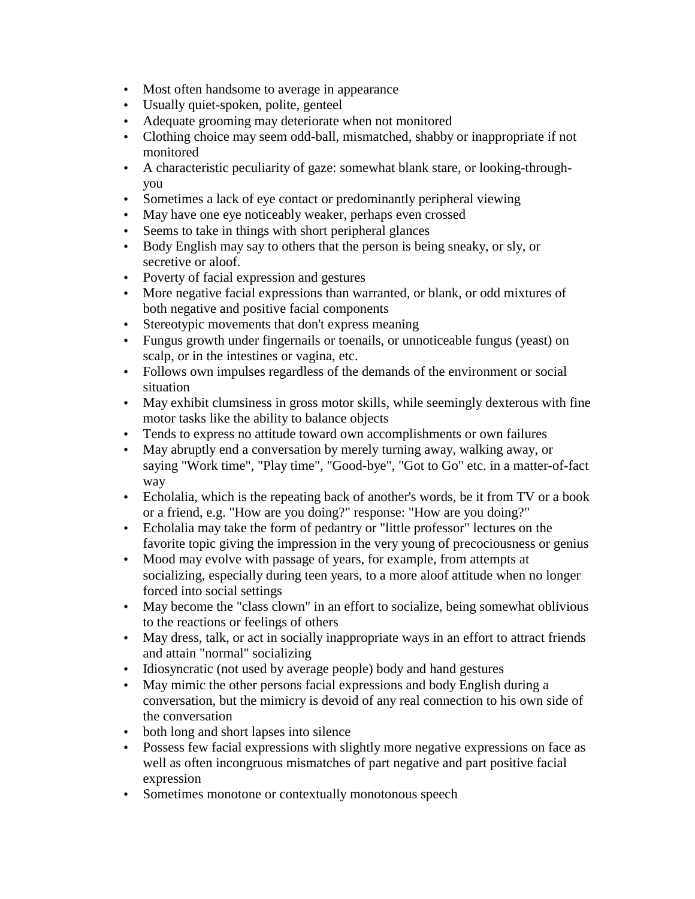- Most often handsome to average in appearance
- Usually quiet-spoken, polite, genteel
- Adequate grooming may deteriorate when not monitored
- Clothing choice may seem odd-ball, mismatched, shabby or inappropriate if not monitored
- A characteristic peculiarity of gaze: somewhat blank stare, or looking-through-you
- Sometimes a lack of eye contact or predominantly peripheral viewing
- May have one eye noticeably weaker, perhaps even crossed
- Seems to take in things with short peripheral glances
- Body English may say to others that the person is being sneaky, or sly, or secretive or aloof.
- Poverty of facial expression and gestures
- More negative facial expressions than warranted, or blank, or odd mixtures of both negative and positive facial components
- Stereotypic movements that don't express meaning
- Fungus growth under fingernails or toenails, or unnoticeable fungus (yeast) on scalp, or in the intestines or vagina, etc.
- Follows own impulses regardless of the demands of the environment or social situation
- May exhibit clumsiness in gross motor skills, while seemingly dexterous with fine motor tasks like the ability to balance objects
- Tends to express no attitude toward own accomplishments or own failures
- May abruptly end a conversation by merely turning away, walking away, or saying "Work time", "Play time", "Good-bye", "Got to Go" etc. in a matter-of-fact way
- Echolalia, which is the repeating back of another's words, be it from TV or a book or a friend, e.g. "How are you doing?" response: "How are you doing?"
- Echolalia may take the form of pedantry or "little professor" lectures on the favorite topic giving the impression in the very young of precociousness or genius
- Mood may evolve with passage of years, for example, from attempts at socializing, especially during teen years, to a more aloof attitude when no longer forced into social settings
- May become the "class clown" in an effort to socialize, being somewhat oblivious to the reactions or feelings of others
- May dress, talk, or act in socially inappropriate ways in an effort to attract friends and attain "normal" socializing
- Idiosyncratic (not used by average people) body and hand gestures
- May mimic the other persons facial expressions and body English during a conversation, but the mimicry is devoid of any real connection to his own side of the conversation
- both long and short lapses into silence
- Possess few facial expressions with slightly more negative expressions on face as well as often incongruous mismatches of part negative and part positive facial expression
- Sometimes monotone or contextually monotonous speech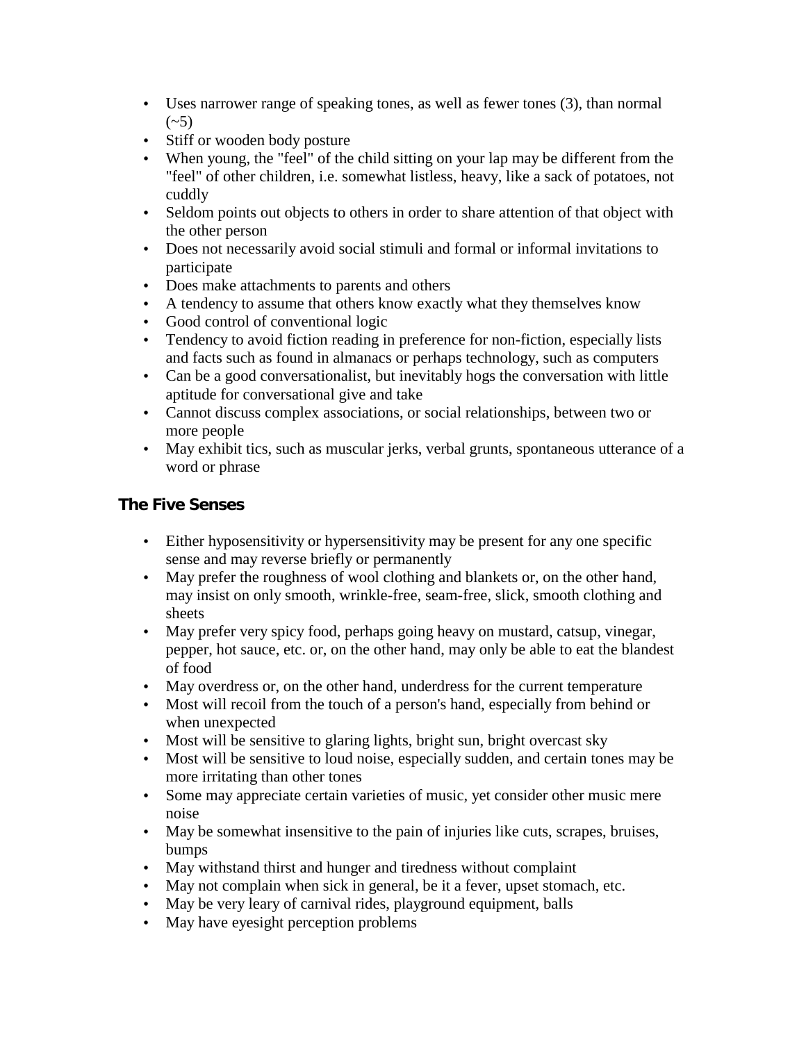- Uses narrower range of speaking tones, as well as fewer tones (3), than normal (~5)
- Stiff or wooden body posture
- When young, the "feel" of the child sitting on your lap may be different from the "feel" of other children, i.e. somewhat listless, heavy, like a sack of potatoes, not cuddly
- Seldom points out objects to others in order to share attention of that object with the other person
- Does not necessarily avoid social stimuli and formal or informal invitations to participate
- Does make attachments to parents and others
- A tendency to assume that others know exactly what they themselves know
- Good control of conventional logic
- Tendency to avoid fiction reading in preference for non-fiction, especially lists and facts such as found in almanacs or perhaps technology, such as computers
- Can be a good conversationalist, but inevitably hogs the conversation with little aptitude for conversational give and take
- Cannot discuss complex associations, or social relationships, between two or more people
- May exhibit tics, such as muscular jerks, verbal grunts, spontaneous utterance of a word or phrase

### The Five Senses

- Either hyposensitivity or hypersensitivity may be present for any one specific sense and may reverse briefly or permanently
- May prefer the roughness of wool clothing and blankets or, on the other hand, may insist on only smooth, wrinkle-free, seam-free, slick, smooth clothing and sheets
- May prefer very spicy food, perhaps going heavy on mustard, catsup, vinegar, pepper, hot sauce, etc. or, on the other hand, may only be able to eat the blandest of food
- May overdress or, on the other hand, underdress for the current temperature
- Most will recoil from the touch of a person's hand, especially from behind or when unexpected
- Most will be sensitive to glaring lights, bright sun, bright overcast sky
- Most will be sensitive to loud noise, especially sudden, and certain tones may be more irritating than other tones
- Some may appreciate certain varieties of music, yet consider other music mere noise
- May be somewhat insensitive to the pain of injuries like cuts, scrapes, bruises, bumps
- May withstand thirst and hunger and tiredness without complaint
- May not complain when sick in general, be it a fever, upset stomach, etc.
- May be very leary of carnival rides, playground equipment, balls
- May have eyesight perception problems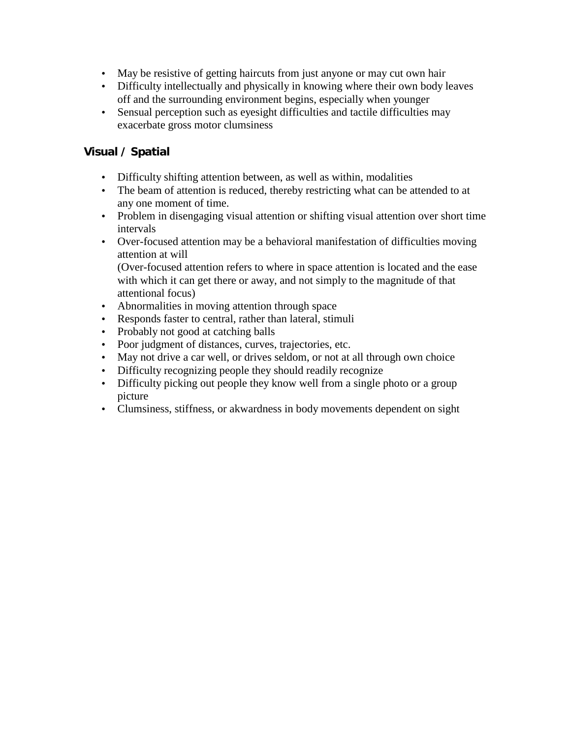- May be resistive of getting haircuts from just anyone or may cut own hair
- Difficulty intellectually and physically in knowing where their own body leaves off and the surrounding environment begins, especially when younger
- Sensual perception such as eyesight difficulties and tactile difficulties may exacerbate gross motor clumsiness

### Visual / Spatial

- Difficulty shifting attention between, as well as within, modalities
- The beam of attention is reduced, thereby restricting what can be attended to at any one moment of time.
- Problem in disengaging visual attention or shifting visual attention over short time intervals
- Over-focused attention may be a behavioral manifestation of difficulties moving attention at will
  (Over-focused attention refers to where in space attention is located and the ease with which it can get there or away, and not simply to the magnitude of that attentional focus)
- Abnormalities in moving attention through space
- Responds faster to central, rather than lateral, stimuli
- Probably not good at catching balls
- Poor judgment of distances, curves, trajectories, etc.
- May not drive a car well, or drives seldom, or not at all through own choice
- Difficulty recognizing people they should readily recognize
- Difficulty picking out people they know well from a single photo or a group picture
- Clumsiness, stiffness, or akwardness in body movements dependent on sight